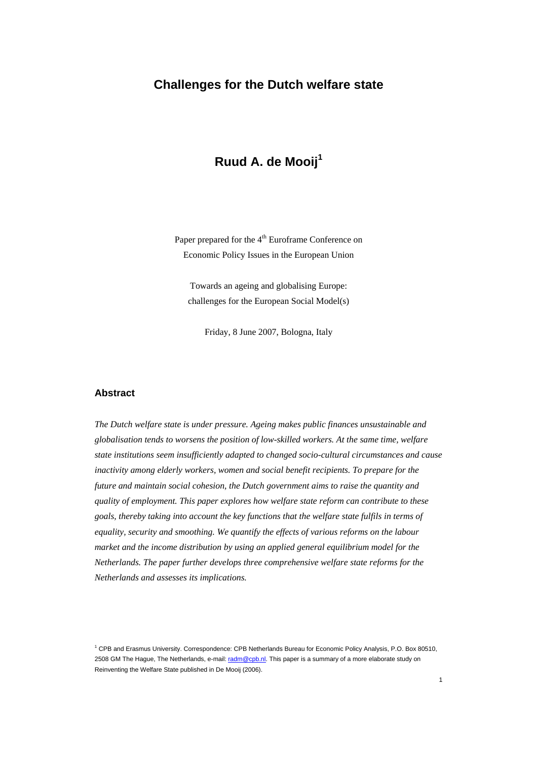# Challenges for the Dutch welfare state

## Ruud A. de Mooij[1]

Paper prepared for the 4th Euroframe Conference on Economic Policy Issues in the European Union

Towards an ageing and globalising Europe: challenges for the European Social Model(s)

Friday, 8 June 2007, Bologna, Italy

### Abstract

*The Dutch welfare state is under pressure. Ageing makes public finances unsustainable and globalisation tends to worsens the position of low-skilled workers. At the same time, welfare state institutions seem insufficiently adapted to changed socio-cultural circumstances and cause inactivity among elderly workers, women and social benefit recipients. To prepare for the future and maintain social cohesion, the Dutch government aims to raise the quantity and quality of employment. This paper explores how welfare state reform can contribute to these goals, thereby taking into account the key functions that the welfare state fulfils in terms of equality, security and smoothing. We quantify the effects of various reforms on the labour market and the income distribution by using an applied general equilibrium model for the Netherlands. The paper further develops three comprehensive welfare state reforms for the Netherlands and assesses its implications.*

[1] CPB and Erasmus University. Correspondence: CPB Netherlands Bureau for Economic Policy Analysis, P.O. Box 80510, 2508 GM The Hague, The Netherlands, e-mail: radm@cpb.nl. This paper is a summary of a more elaborate study on Reinventing the Welfare State published in De Mooij (2006).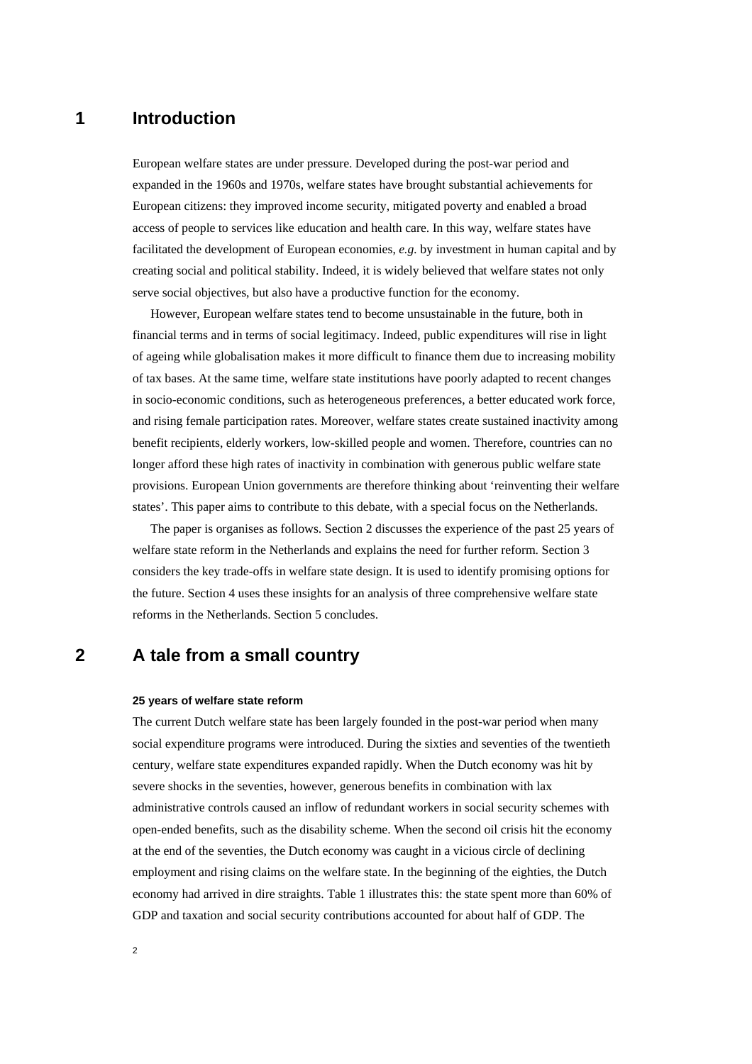# 1 Introduction

European welfare states are under pressure. Developed during the post-war period and expanded in the 1960s and 1970s, welfare states have brought substantial achievements for European citizens: they improved income security, mitigated poverty and enabled a broad access of people to services like education and health care. In this way, welfare states have facilitated the development of European economies, *e.g.* by investment in human capital and by creating social and political stability. Indeed, it is widely believed that welfare states not only serve social objectives, but also have a productive function for the economy.

However, European welfare states tend to become unsustainable in the future, both in financial terms and in terms of social legitimacy. Indeed, public expenditures will rise in light of ageing while globalisation makes it more difficult to finance them due to increasing mobility of tax bases. At the same time, welfare state institutions have poorly adapted to recent changes in socio-economic conditions, such as heterogeneous preferences, a better educated work force, and rising female participation rates. Moreover, welfare states create sustained inactivity among benefit recipients, elderly workers, low-skilled people and women. Therefore, countries can no longer afford these high rates of inactivity in combination with generous public welfare state provisions. European Union governments are therefore thinking about 'reinventing their welfare states'. This paper aims to contribute to this debate, with a special focus on the Netherlands.

The paper is organises as follows. Section 2 discusses the experience of the past 25 years of welfare state reform in the Netherlands and explains the need for further reform. Section 3 considers the key trade-offs in welfare state design. It is used to identify promising options for the future. Section 4 uses these insights for an analysis of three comprehensive welfare state reforms in the Netherlands. Section 5 concludes.

# 2 A tale from a small country

#### 25 years of welfare state reform

The current Dutch welfare state has been largely founded in the post-war period when many social expenditure programs were introduced. During the sixties and seventies of the twentieth century, welfare state expenditures expanded rapidly. When the Dutch economy was hit by severe shocks in the seventies, however, generous benefits in combination with lax administrative controls caused an inflow of redundant workers in social security schemes with open-ended benefits, such as the disability scheme. When the second oil crisis hit the economy at the end of the seventies, the Dutch economy was caught in a vicious circle of declining employment and rising claims on the welfare state. In the beginning of the eighties, the Dutch economy had arrived in dire straights. Table 1 illustrates this: the state spent more than 60% of GDP and taxation and social security contributions accounted for about half of GDP. The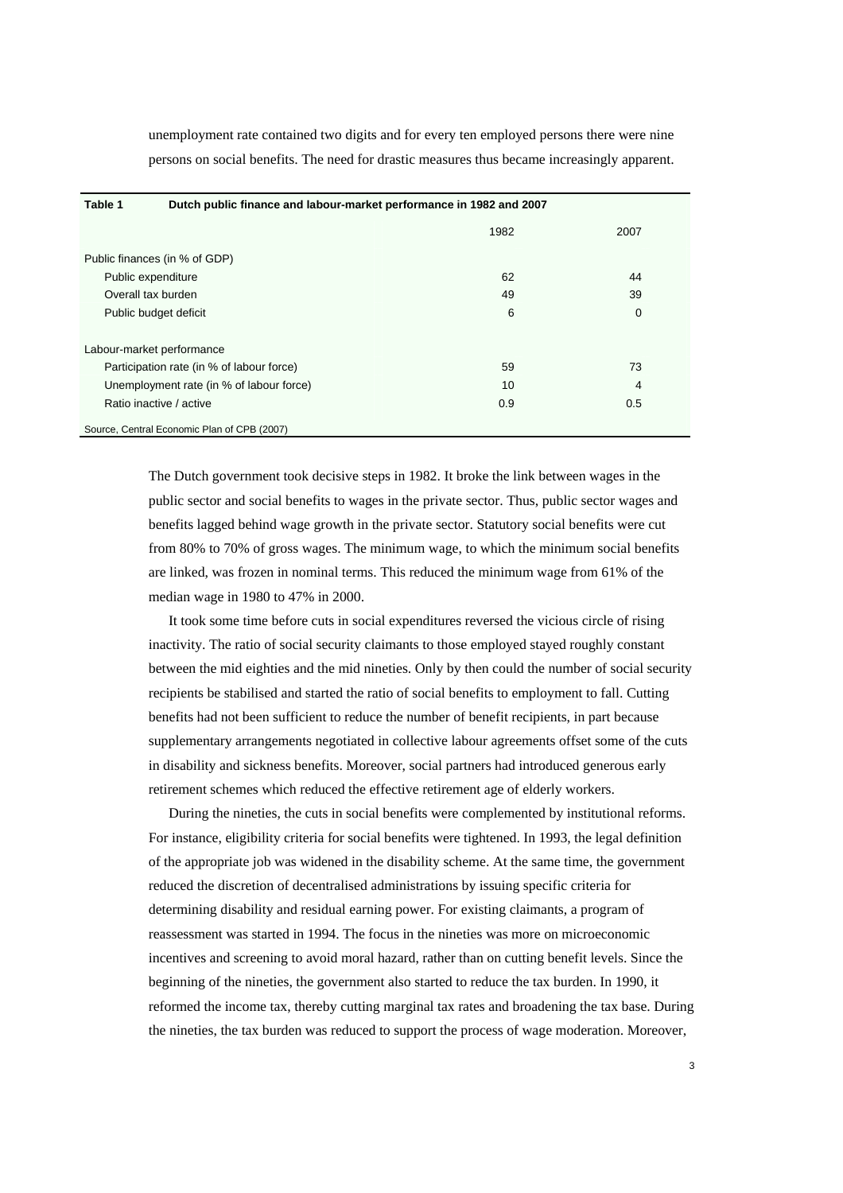unemployment rate contained two digits and for every ten employed persons there were nine persons on social benefits. The need for drastic measures thus became increasingly apparent.

**Table 1 Dutch public finance and labour-market performance in 1982 and 2007**

| | 1982 | 2007 |
|---|---|---|
| Public finances (in % of GDP) | | |
| Public expenditure | 62 | 44 |
| Overall tax burden | 49 | 39 |
| Public budget deficit | 6 | 0 |
| Labour-market performance | | |
| Participation rate (in % of labour force) | 59 | 73 |
| Unemployment rate (in % of labour force) | 10 | 4 |
| Ratio inactive / active | 0.9 | 0.5 |

Source, Central Economic Plan of CPB (2007)

The Dutch government took decisive steps in 1982. It broke the link between wages in the public sector and social benefits to wages in the private sector. Thus, public sector wages and benefits lagged behind wage growth in the private sector. Statutory social benefits were cut from 80% to 70% of gross wages. The minimum wage, to which the minimum social benefits are linked, was frozen in nominal terms. This reduced the minimum wage from 61% of the median wage in 1980 to 47% in 2000.

It took some time before cuts in social expenditures reversed the vicious circle of rising inactivity. The ratio of social security claimants to those employed stayed roughly constant between the mid eighties and the mid nineties. Only by then could the number of social security recipients be stabilised and started the ratio of social benefits to employment to fall. Cutting benefits had not been sufficient to reduce the number of benefit recipients, in part because supplementary arrangements negotiated in collective labour agreements offset some of the cuts in disability and sickness benefits. Moreover, social partners had introduced generous early retirement schemes which reduced the effective retirement age of elderly workers.

During the nineties, the cuts in social benefits were complemented by institutional reforms. For instance, eligibility criteria for social benefits were tightened. In 1993, the legal definition of the appropriate job was widened in the disability scheme. At the same time, the government reduced the discretion of decentralised administrations by issuing specific criteria for determining disability and residual earning power. For existing claimants, a program of reassessment was started in 1994. The focus in the nineties was more on microeconomic incentives and screening to avoid moral hazard, rather than on cutting benefit levels. Since the beginning of the nineties, the government also started to reduce the tax burden. In 1990, it reformed the income tax, thereby cutting marginal tax rates and broadening the tax base. During the nineties, the tax burden was reduced to support the process of wage moderation. Moreover,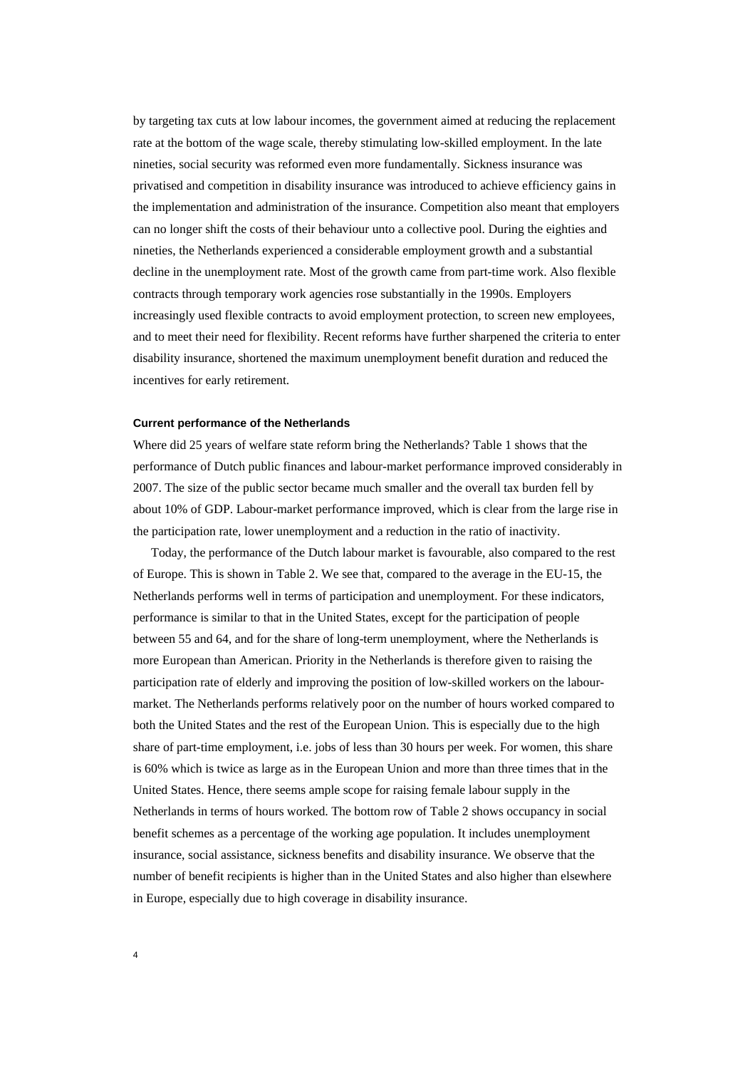by targeting tax cuts at low labour incomes, the government aimed at reducing the replacement rate at the bottom of the wage scale, thereby stimulating low-skilled employment. In the late nineties, social security was reformed even more fundamentally. Sickness insurance was privatised and competition in disability insurance was introduced to achieve efficiency gains in the implementation and administration of the insurance. Competition also meant that employers can no longer shift the costs of their behaviour unto a collective pool. During the eighties and nineties, the Netherlands experienced a considerable employment growth and a substantial decline in the unemployment rate. Most of the growth came from part-time work. Also flexible contracts through temporary work agencies rose substantially in the 1990s. Employers increasingly used flexible contracts to avoid employment protection, to screen new employees, and to meet their need for flexibility. Recent reforms have further sharpened the criteria to enter disability insurance, shortened the maximum unemployment benefit duration and reduced the incentives for early retirement.

#### Current performance of the Netherlands

Where did 25 years of welfare state reform bring the Netherlands? Table 1 shows that the performance of Dutch public finances and labour-market performance improved considerably in 2007. The size of the public sector became much smaller and the overall tax burden fell by about 10% of GDP. Labour-market performance improved, which is clear from the large rise in the participation rate, lower unemployment and a reduction in the ratio of inactivity.

Today, the performance of the Dutch labour market is favourable, also compared to the rest of Europe. This is shown in Table 2. We see that, compared to the average in the EU-15, the Netherlands performs well in terms of participation and unemployment. For these indicators, performance is similar to that in the United States, except for the participation of people between 55 and 64, and for the share of long-term unemployment, where the Netherlands is more European than American. Priority in the Netherlands is therefore given to raising the participation rate of elderly and improving the position of low-skilled workers on the labour-market. The Netherlands performs relatively poor on the number of hours worked compared to both the United States and the rest of the European Union. This is especially due to the high share of part-time employment, i.e. jobs of less than 30 hours per week. For women, this share is 60% which is twice as large as in the European Union and more than three times that in the United States. Hence, there seems ample scope for raising female labour supply in the Netherlands in terms of hours worked. The bottom row of Table 2 shows occupancy in social benefit schemes as a percentage of the working age population. It includes unemployment insurance, social assistance, sickness benefits and disability insurance. We observe that the number of benefit recipients is higher than in the United States and also higher than elsewhere in Europe, especially due to high coverage in disability insurance.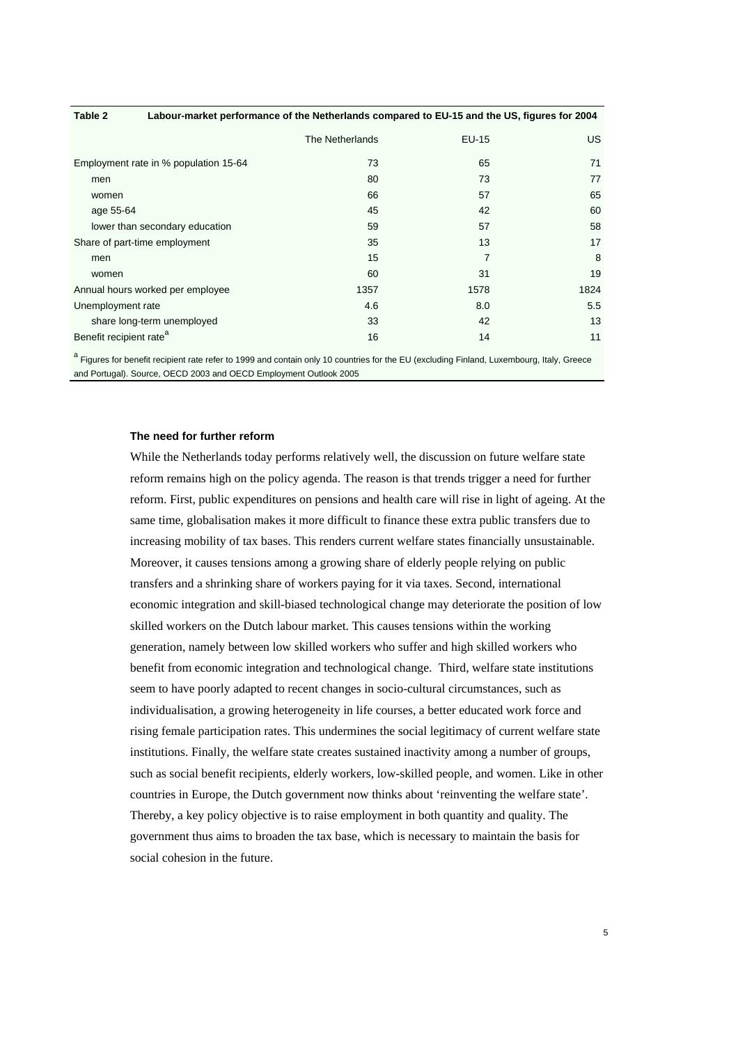**Table 2 Labour-market performance of the Netherlands compared to EU-15 and the US, figures for 2004**

| | The Netherlands | EU-15 | US |
|---|---|---|---|
| Employment rate in % population 15-64 | 73 | 65 | 71 |
| men | 80 | 73 | 77 |
| women | 66 | 57 | 65 |
| age 55-64 | 45 | 42 | 60 |
| lower than secondary education | 59 | 57 | 58 |
| Share of part-time employment | 35 | 13 | 17 |
| men | 15 | 7 | 8 |
| women | 60 | 31 | 19 |
| Annual hours worked per employee | 1357 | 1578 | 1824 |
| Unemployment rate | 4.6 | 8.0 | 5.5 |
| share long-term unemployed | 33 | 42 | 13 |
| Benefit recipient rate[a] | 16 | 14 | 11 |

[a] Figures for benefit recipient rate refer to 1999 and contain only 10 countries for the EU (excluding Finland, Luxembourg, Italy, Greece and Portugal). Source, OECD 2003 and OECD Employment Outlook 2005

**The need for further reform**

While the Netherlands today performs relatively well, the discussion on future welfare state reform remains high on the policy agenda. The reason is that trends trigger a need for further reform. First, public expenditures on pensions and health care will rise in light of ageing. At the same time, globalisation makes it more difficult to finance these extra public transfers due to increasing mobility of tax bases. This renders current welfare states financially unsustainable. Moreover, it causes tensions among a growing share of elderly people relying on public transfers and a shrinking share of workers paying for it via taxes. Second, international economic integration and skill-biased technological change may deteriorate the position of low skilled workers on the Dutch labour market. This causes tensions within the working generation, namely between low skilled workers who suffer and high skilled workers who benefit from economic integration and technological change. Third, welfare state institutions seem to have poorly adapted to recent changes in socio-cultural circumstances, such as individualisation, a growing heterogeneity in life courses, a better educated work force and rising female participation rates. This undermines the social legitimacy of current welfare state institutions. Finally, the welfare state creates sustained inactivity among a number of groups, such as social benefit recipients, elderly workers, low-skilled people, and women. Like in other countries in Europe, the Dutch government now thinks about 'reinventing the welfare state'. Thereby, a key policy objective is to raise employment in both quantity and quality. The government thus aims to broaden the tax base, which is necessary to maintain the basis for social cohesion in the future.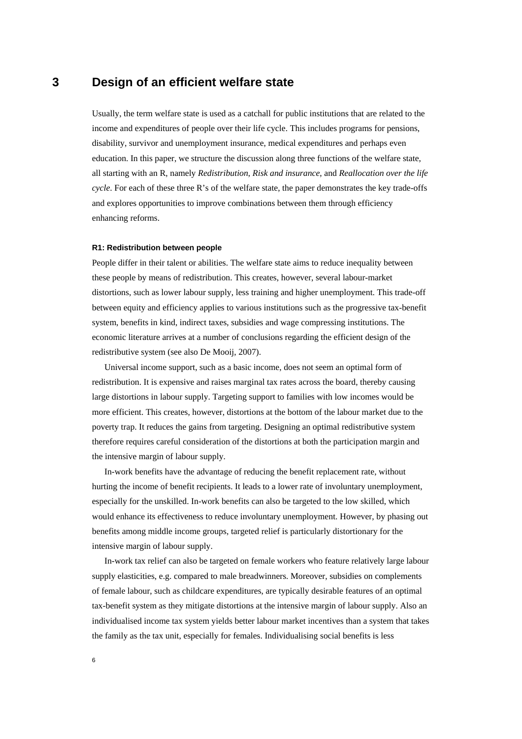# 3 Design of an efficient welfare state

Usually, the term welfare state is used as a catchall for public institutions that are related to the income and expenditures of people over their life cycle. This includes programs for pensions, disability, survivor and unemployment insurance, medical expenditures and perhaps even education. In this paper, we structure the discussion along three functions of the welfare state, all starting with an R, namely *Redistribution*, *Risk and insurance*, and *Reallocation over the life cycle*. For each of these three R's of the welfare state, the paper demonstrates the key trade-offs and explores opportunities to improve combinations between them through efficiency enhancing reforms.

### R1: Redistribution between people

People differ in their talent or abilities. The welfare state aims to reduce inequality between these people by means of redistribution. This creates, however, several labour-market distortions, such as lower labour supply, less training and higher unemployment. This trade-off between equity and efficiency applies to various institutions such as the progressive tax-benefit system, benefits in kind, indirect taxes, subsidies and wage compressing institutions. The economic literature arrives at a number of conclusions regarding the efficient design of the redistributive system (see also De Mooij, 2007).

Universal income support, such as a basic income, does not seem an optimal form of redistribution. It is expensive and raises marginal tax rates across the board, thereby causing large distortions in labour supply. Targeting support to families with low incomes would be more efficient. This creates, however, distortions at the bottom of the labour market due to the poverty trap. It reduces the gains from targeting. Designing an optimal redistributive system therefore requires careful consideration of the distortions at both the participation margin and the intensive margin of labour supply.

In-work benefits have the advantage of reducing the benefit replacement rate, without hurting the income of benefit recipients. It leads to a lower rate of involuntary unemployment, especially for the unskilled. In-work benefits can also be targeted to the low skilled, which would enhance its effectiveness to reduce involuntary unemployment. However, by phasing out benefits among middle income groups, targeted relief is particularly distortionary for the intensive margin of labour supply.

In-work tax relief can also be targeted on female workers who feature relatively large labour supply elasticities, e.g. compared to male breadwinners. Moreover, subsidies on complements of female labour, such as childcare expenditures, are typically desirable features of an optimal tax-benefit system as they mitigate distortions at the intensive margin of labour supply. Also an individualised income tax system yields better labour market incentives than a system that takes the family as the tax unit, especially for females. Individualising social benefits is less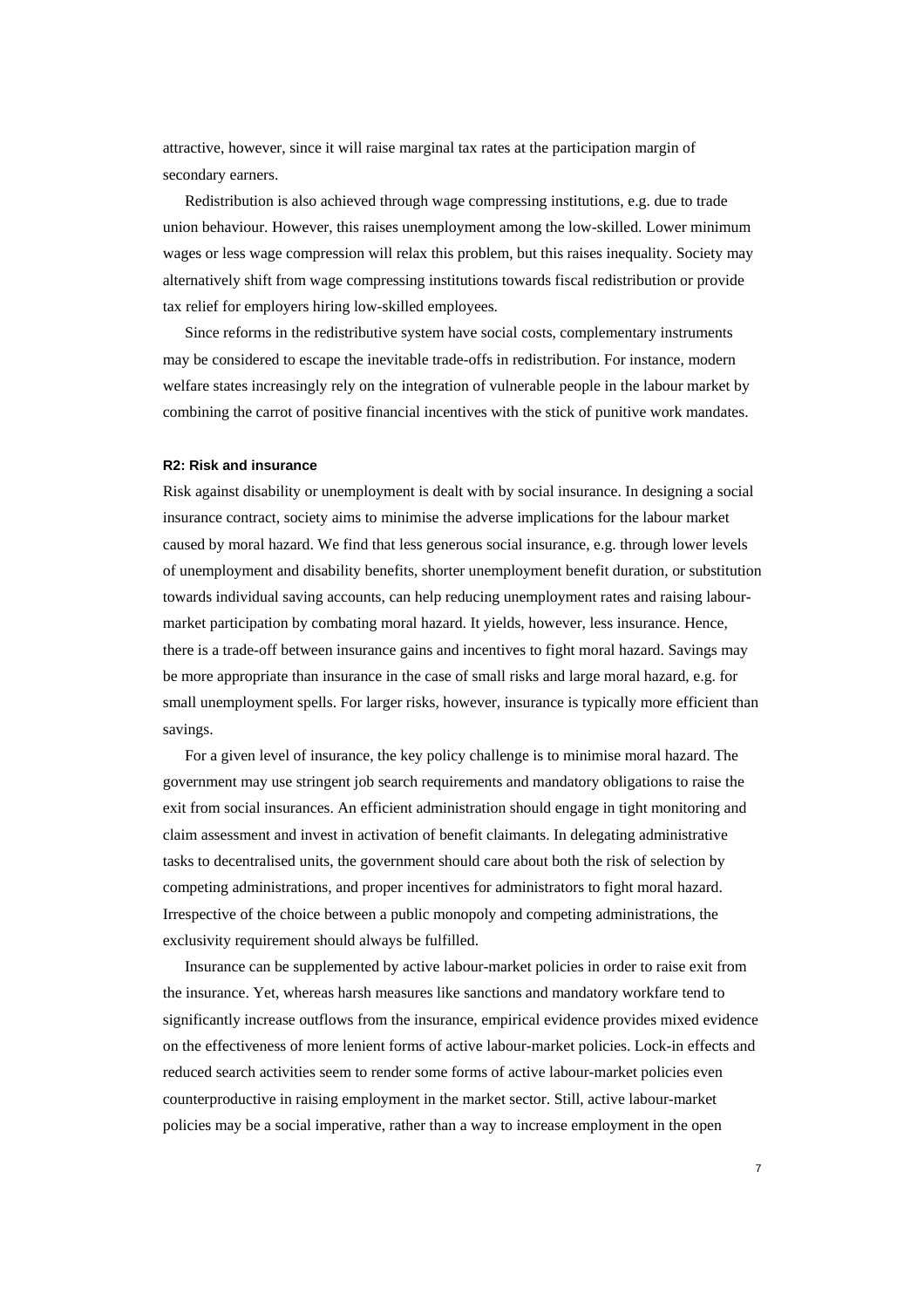attractive, however, since it will raise marginal tax rates at the participation margin of secondary earners.

Redistribution is also achieved through wage compressing institutions, e.g. due to trade union behaviour. However, this raises unemployment among the low-skilled. Lower minimum wages or less wage compression will relax this problem, but this raises inequality. Society may alternatively shift from wage compressing institutions towards fiscal redistribution or provide tax relief for employers hiring low-skilled employees.

Since reforms in the redistributive system have social costs, complementary instruments may be considered to escape the inevitable trade-offs in redistribution. For instance, modern welfare states increasingly rely on the integration of vulnerable people in the labour market by combining the carrot of positive financial incentives with the stick of punitive work mandates.

#### R2: Risk and insurance

Risk against disability or unemployment is dealt with by social insurance. In designing a social insurance contract, society aims to minimise the adverse implications for the labour market caused by moral hazard. We find that less generous social insurance, e.g. through lower levels of unemployment and disability benefits, shorter unemployment benefit duration, or substitution towards individual saving accounts, can help reducing unemployment rates and raising labour-market participation by combating moral hazard. It yields, however, less insurance. Hence, there is a trade-off between insurance gains and incentives to fight moral hazard. Savings may be more appropriate than insurance in the case of small risks and large moral hazard, e.g. for small unemployment spells. For larger risks, however, insurance is typically more efficient than savings.

For a given level of insurance, the key policy challenge is to minimise moral hazard. The government may use stringent job search requirements and mandatory obligations to raise the exit from social insurances. An efficient administration should engage in tight monitoring and claim assessment and invest in activation of benefit claimants. In delegating administrative tasks to decentralised units, the government should care about both the risk of selection by competing administrations, and proper incentives for administrators to fight moral hazard. Irrespective of the choice between a public monopoly and competing administrations, the exclusivity requirement should always be fulfilled.

Insurance can be supplemented by active labour-market policies in order to raise exit from the insurance. Yet, whereas harsh measures like sanctions and mandatory workfare tend to significantly increase outflows from the insurance, empirical evidence provides mixed evidence on the effectiveness of more lenient forms of active labour-market policies. Lock-in effects and reduced search activities seem to render some forms of active labour-market policies even counterproductive in raising employment in the market sector. Still, active labour-market policies may be a social imperative, rather than a way to increase employment in the open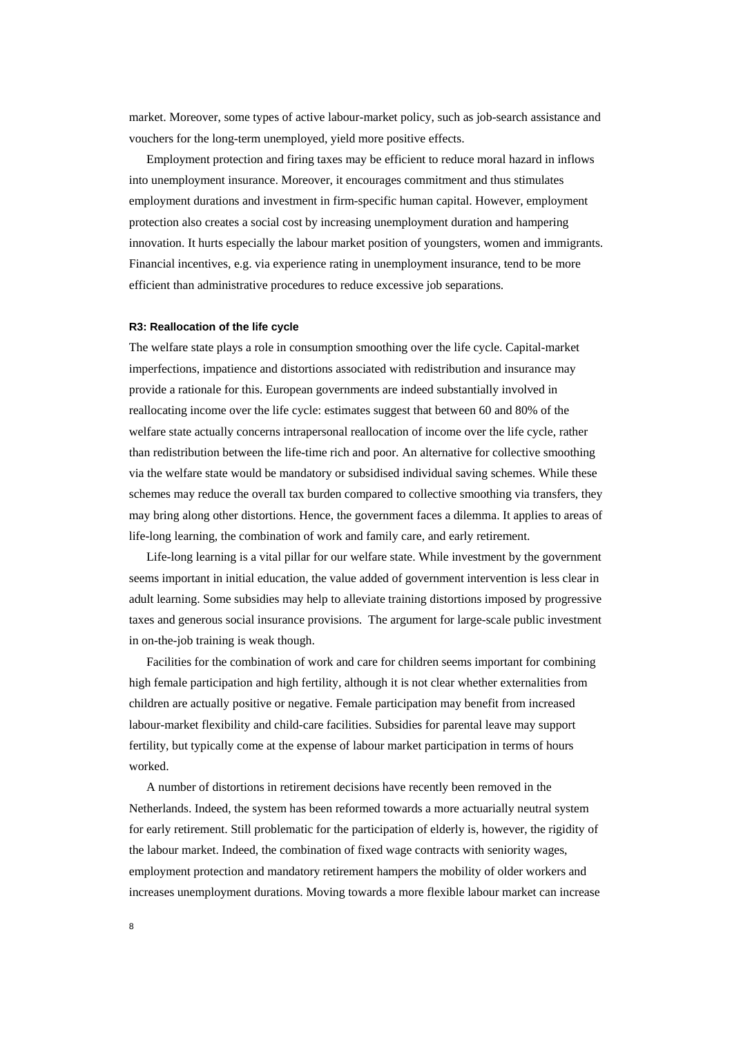market. Moreover, some types of active labour-market policy, such as job-search assistance and vouchers for the long-term unemployed, yield more positive effects.

Employment protection and firing taxes may be efficient to reduce moral hazard in inflows into unemployment insurance. Moreover, it encourages commitment and thus stimulates employment durations and investment in firm-specific human capital. However, employment protection also creates a social cost by increasing unemployment duration and hampering innovation. It hurts especially the labour market position of youngsters, women and immigrants. Financial incentives, e.g. via experience rating in unemployment insurance, tend to be more efficient than administrative procedures to reduce excessive job separations.

#### R3: Reallocation of the life cycle

The welfare state plays a role in consumption smoothing over the life cycle. Capital-market imperfections, impatience and distortions associated with redistribution and insurance may provide a rationale for this. European governments are indeed substantially involved in reallocating income over the life cycle: estimates suggest that between 60 and 80% of the welfare state actually concerns intrapersonal reallocation of income over the life cycle, rather than redistribution between the life-time rich and poor. An alternative for collective smoothing via the welfare state would be mandatory or subsidised individual saving schemes. While these schemes may reduce the overall tax burden compared to collective smoothing via transfers, they may bring along other distortions. Hence, the government faces a dilemma. It applies to areas of life-long learning, the combination of work and family care, and early retirement.

Life-long learning is a vital pillar for our welfare state. While investment by the government seems important in initial education, the value added of government intervention is less clear in adult learning. Some subsidies may help to alleviate training distortions imposed by progressive taxes and generous social insurance provisions. The argument for large-scale public investment in on-the-job training is weak though.

Facilities for the combination of work and care for children seems important for combining high female participation and high fertility, although it is not clear whether externalities from children are actually positive or negative. Female participation may benefit from increased labour-market flexibility and child-care facilities. Subsidies for parental leave may support fertility, but typically come at the expense of labour market participation in terms of hours worked.

A number of distortions in retirement decisions have recently been removed in the Netherlands. Indeed, the system has been reformed towards a more actuarially neutral system for early retirement. Still problematic for the participation of elderly is, however, the rigidity of the labour market. Indeed, the combination of fixed wage contracts with seniority wages, employment protection and mandatory retirement hampers the mobility of older workers and increases unemployment durations. Moving towards a more flexible labour market can increase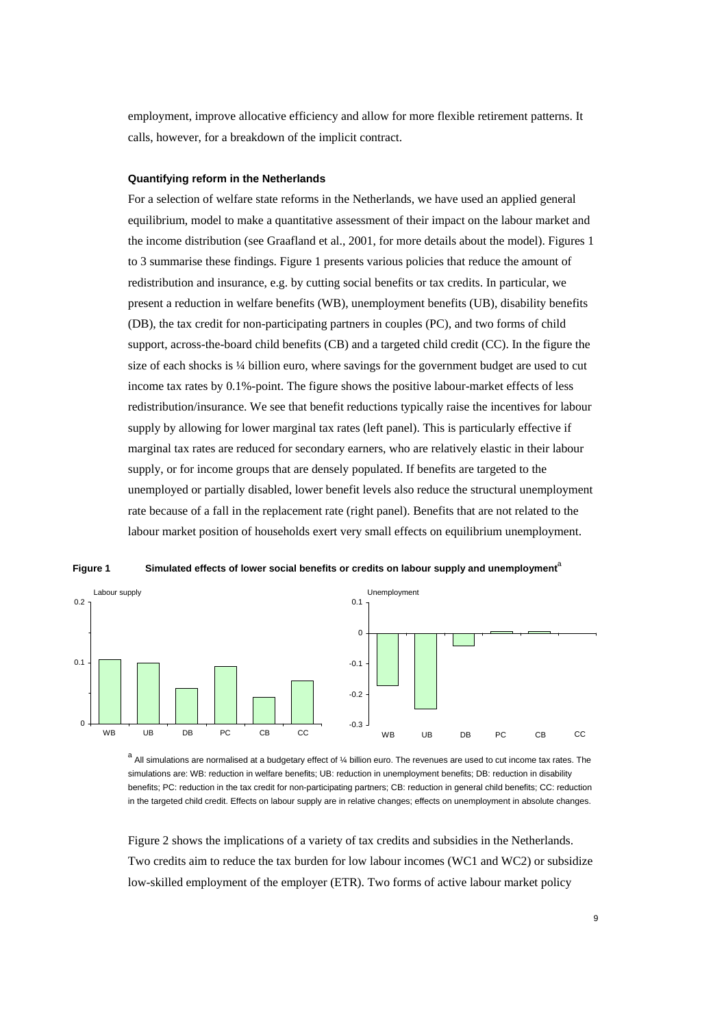employment, improve allocative efficiency and allow for more flexible retirement patterns. It calls, however, for a breakdown of the implicit contract.

#### Quantifying reform in the Netherlands

For a selection of welfare state reforms in the Netherlands, we have used an applied general equilibrium, model to make a quantitative assessment of their impact on the labour market and the income distribution (see Graafland et al., 2001, for more details about the model). Figures 1 to 3 summarise these findings. Figure 1 presents various policies that reduce the amount of redistribution and insurance, e.g. by cutting social benefits or tax credits. In particular, we present a reduction in welfare benefits (WB), unemployment benefits (UB), disability benefits (DB), the tax credit for non-participating partners in couples (PC), and two forms of child support, across-the-board child benefits (CB) and a targeted child credit (CC). In the figure the size of each shocks is ¼ billion euro, where savings for the government budget are used to cut income tax rates by 0.1%-point. The figure shows the positive labour-market effects of less redistribution/insurance. We see that benefit reductions typically raise the incentives for labour supply by allowing for lower marginal tax rates (left panel). This is particularly effective if marginal tax rates are reduced for secondary earners, who are relatively elastic in their labour supply, or for income groups that are densely populated. If benefits are targeted to the unemployed or partially disabled, lower benefit levels also reduce the structural unemployment rate because of a fall in the replacement rate (right panel). Benefits that are not related to the labour market position of households exert very small effects on equilibrium unemployment.

**Figure 1 Simulated effects of lower social benefits or credits on labour supply and unemployment**[a]

[a] All simulations are normalised at a budgetary effect of ¼ billion euro. The revenues are used to cut income tax rates. The simulations are: WB: reduction in welfare benefits; UB: reduction in unemployment benefits; DB: reduction in disability benefits; PC: reduction in the tax credit for non-participating partners; CB: reduction in general child benefits; CC: reduction in the targeted child credit. Effects on labour supply are in relative changes; effects on unemployment in absolute changes.

Figure 2 shows the implications of a variety of tax credits and subsidies in the Netherlands. Two credits aim to reduce the tax burden for low labour incomes (WC1 and WC2) or subsidize low-skilled employment of the employer (ETR). Two forms of active labour market policy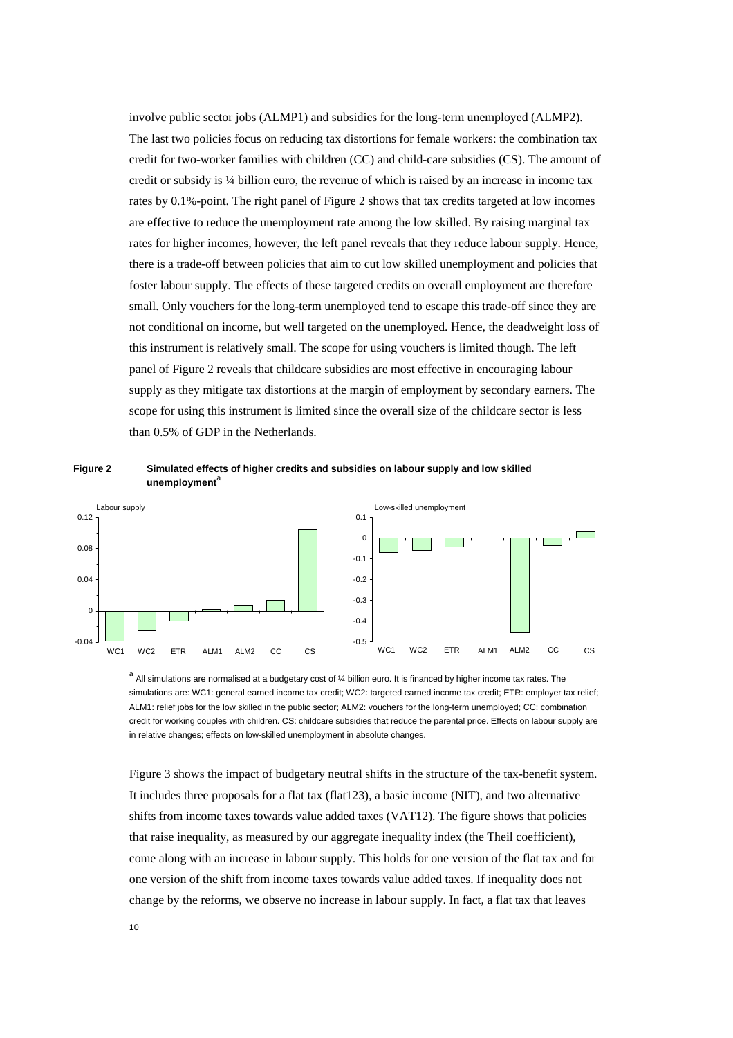involve public sector jobs (ALMP1) and subsidies for the long-term unemployed (ALMP2). The last two policies focus on reducing tax distortions for female workers: the combination tax credit for two-worker families with children (CC) and child-care subsidies (CS). The amount of credit or subsidy is ¼ billion euro, the revenue of which is raised by an increase in income tax rates by 0.1%-point. The right panel of Figure 2 shows that tax credits targeted at low incomes are effective to reduce the unemployment rate among the low skilled. By raising marginal tax rates for higher incomes, however, the left panel reveals that they reduce labour supply. Hence, there is a trade-off between policies that aim to cut low skilled unemployment and policies that foster labour supply. The effects of these targeted credits on overall employment are therefore small. Only vouchers for the long-term unemployed tend to escape this trade-off since they are not conditional on income, but well targeted on the unemployed. Hence, the deadweight loss of this instrument is relatively small. The scope for using vouchers is limited though. The left panel of Figure 2 reveals that childcare subsidies are most effective in encouraging labour supply as they mitigate tax distortions at the margin of employment by secondary earners. The scope for using this instrument is limited since the overall size of the childcare sector is less than 0.5% of GDP in the Netherlands.

**Figure 2** **Simulated effects of higher credits and subsidies on labour supply and low skilled unemployment**[a]

[a] All simulations are normalised at a budgetary cost of ¼ billion euro. It is financed by higher income tax rates. The simulations are: WC1: general earned income tax credit; WC2: targeted earned income tax credit; ETR: employer tax relief; ALM1: relief jobs for the low skilled in the public sector; ALM2: vouchers for the long-term unemployed; CC: combination credit for working couples with children. CS: childcare subsidies that reduce the parental price. Effects on labour supply are in relative changes; effects on low-skilled unemployment in absolute changes.

Figure 3 shows the impact of budgetary neutral shifts in the structure of the tax-benefit system. It includes three proposals for a flat tax (flat123), a basic income (NIT), and two alternative shifts from income taxes towards value added taxes (VAT12). The figure shows that policies that raise inequality, as measured by our aggregate inequality index (the Theil coefficient), come along with an increase in labour supply. This holds for one version of the flat tax and for one version of the shift from income taxes towards value added taxes. If inequality does not change by the reforms, we observe no increase in labour supply. In fact, a flat tax that leaves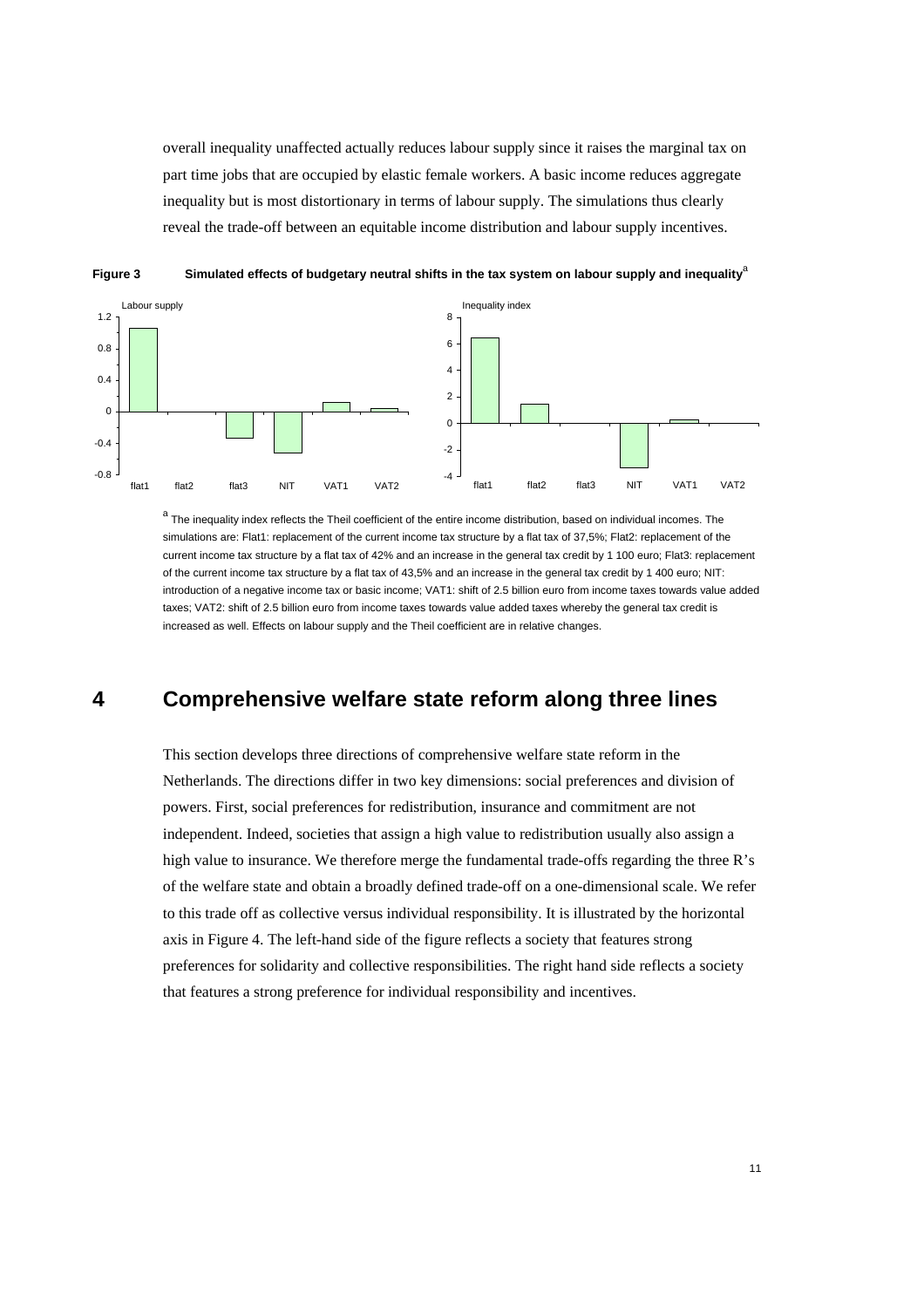overall inequality unaffected actually reduces labour supply since it raises the marginal tax on part time jobs that are occupied by elastic female workers. A basic income reduces aggregate inequality but is most distortionary in terms of labour supply. The simulations thus clearly reveal the trade-off between an equitable income distribution and labour supply incentives.

**Figure 3 Simulated effects of budgetary neutral shifts in the tax system on labour supply and inequality**[a]

[a] The inequality index reflects the Theil coefficient of the entire income distribution, based on individual incomes. The simulations are: Flat1: replacement of the current income tax structure by a flat tax of 37,5%; Flat2: replacement of the current income tax structure by a flat tax of 42% and an increase in the general tax credit by 1 100 euro; Flat3: replacement of the current income tax structure by a flat tax of 43,5% and an increase in the general tax credit by 1 400 euro; NIT: introduction of a negative income tax or basic income; VAT1: shift of 2.5 billion euro from income taxes towards value added taxes; VAT2: shift of 2.5 billion euro from income taxes towards value added taxes whereby the general tax credit is increased as well. Effects on labour supply and the Theil coefficient are in relative changes.

# 4 Comprehensive welfare state reform along three lines

This section develops three directions of comprehensive welfare state reform in the Netherlands. The directions differ in two key dimensions: social preferences and division of powers. First, social preferences for redistribution, insurance and commitment are not independent. Indeed, societies that assign a high value to redistribution usually also assign a high value to insurance. We therefore merge the fundamental trade-offs regarding the three R's of the welfare state and obtain a broadly defined trade-off on a one-dimensional scale. We refer to this trade off as collective versus individual responsibility. It is illustrated by the horizontal axis in Figure 4. The left-hand side of the figure reflects a society that features strong preferences for solidarity and collective responsibilities. The right hand side reflects a society that features a strong preference for individual responsibility and incentives.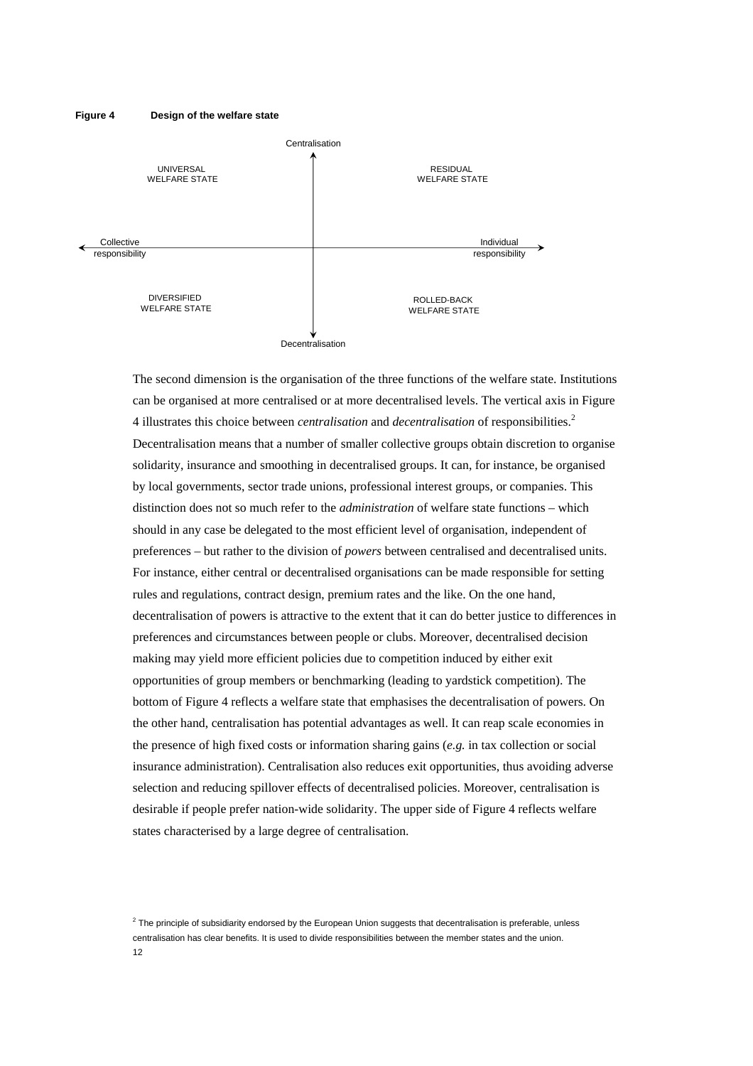**Figure 4 Design of the welfare state**

Centralisation

UNIVERSAL WELFARE STATE

RESIDUAL WELFARE STATE

Collective responsibility

Individual responsibility

DIVERSIFIED WELFARE STATE

ROLLED-BACK WELFARE STATE

Decentralisation

The second dimension is the organisation of the three functions of the welfare state. Institutions can be organised at more centralised or at more decentralised levels. The vertical axis in Figure 4 illustrates this choice between *centralisation* and *decentralisation* of responsibilities.[2] Decentralisation means that a number of smaller collective groups obtain discretion to organise solidarity, insurance and smoothing in decentralised groups. It can, for instance, be organised by local governments, sector trade unions, professional interest groups, or companies. This distinction does not so much refer to the *administration* of welfare state functions – which should in any case be delegated to the most efficient level of organisation, independent of preferences – but rather to the division of *powers* between centralised and decentralised units. For instance, either central or decentralised organisations can be made responsible for setting rules and regulations, contract design, premium rates and the like. On the one hand, decentralisation of powers is attractive to the extent that it can do better justice to differences in preferences and circumstances between people or clubs. Moreover, decentralised decision making may yield more efficient policies due to competition induced by either exit opportunities of group members or benchmarking (leading to yardstick competition). The bottom of Figure 4 reflects a welfare state that emphasises the decentralisation of powers. On the other hand, centralisation has potential advantages as well. It can reap scale economies in the presence of high fixed costs or information sharing gains (*e.g.* in tax collection or social insurance administration). Centralisation also reduces exit opportunities, thus avoiding adverse selection and reducing spillover effects of decentralised policies. Moreover, centralisation is desirable if people prefer nation-wide solidarity. The upper side of Figure 4 reflects welfare states characterised by a large degree of centralisation.

[2] The principle of subsidiarity endorsed by the European Union suggests that decentralisation is preferable, unless centralisation has clear benefits. It is used to divide responsibilities between the member states and the union.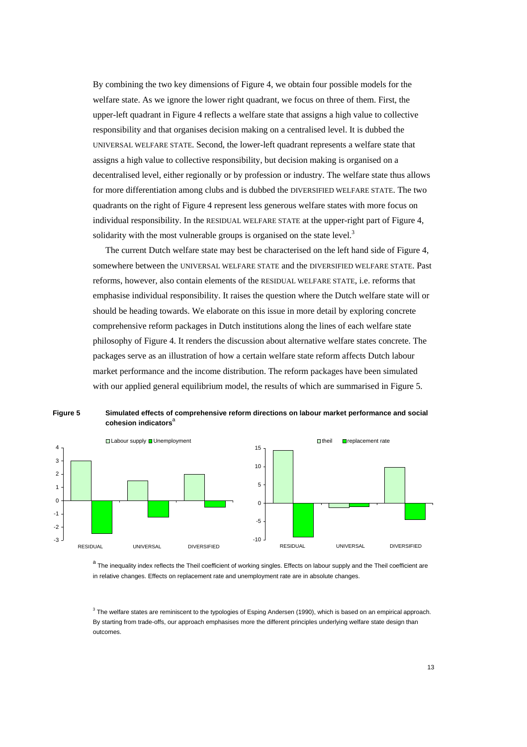By combining the two key dimensions of Figure 4, we obtain four possible models for the welfare state. As we ignore the lower right quadrant, we focus on three of them. First, the upper-left quadrant in Figure 4 reflects a welfare state that assigns a high value to collective responsibility and that organises decision making on a centralised level. It is dubbed the UNIVERSAL WELFARE STATE. Second, the lower-left quadrant represents a welfare state that assigns a high value to collective responsibility, but decision making is organised on a decentralised level, either regionally or by profession or industry. The welfare state thus allows for more differentiation among clubs and is dubbed the DIVERSIFIED WELFARE STATE. The two quadrants on the right of Figure 4 represent less generous welfare states with more focus on individual responsibility. In the RESIDUAL WELFARE STATE at the upper-right part of Figure 4, solidarity with the most vulnerable groups is organised on the state level.[3]

The current Dutch welfare state may best be characterised on the left hand side of Figure 4, somewhere between the UNIVERSAL WELFARE STATE and the DIVERSIFIED WELFARE STATE. Past reforms, however, also contain elements of the RESIDUAL WELFARE STATE, i.e. reforms that emphasise individual responsibility. It raises the question where the Dutch welfare state will or should be heading towards. We elaborate on this issue in more detail by exploring concrete comprehensive reform packages in Dutch institutions along the lines of each welfare state philosophy of Figure 4. It renders the discussion about alternative welfare states concrete. The packages serve as an illustration of how a certain welfare state reform affects Dutch labour market performance and the income distribution. The reform packages have been simulated with our applied general equilibrium model, the results of which are summarised in Figure 5.

**Figure 5 Simulated effects of comprehensive reform directions on labour market performance and social cohesion indicators**[a]

[a] The inequality index reflects the Theil coefficient of working singles. Effects on labour supply and the Theil coefficient are in relative changes. Effects on replacement rate and unemployment rate are in absolute changes.

[3] The welfare states are reminiscent to the typologies of Esping Andersen (1990), which is based on an empirical approach. By starting from trade-offs, our approach emphasises more the different principles underlying welfare state design than outcomes.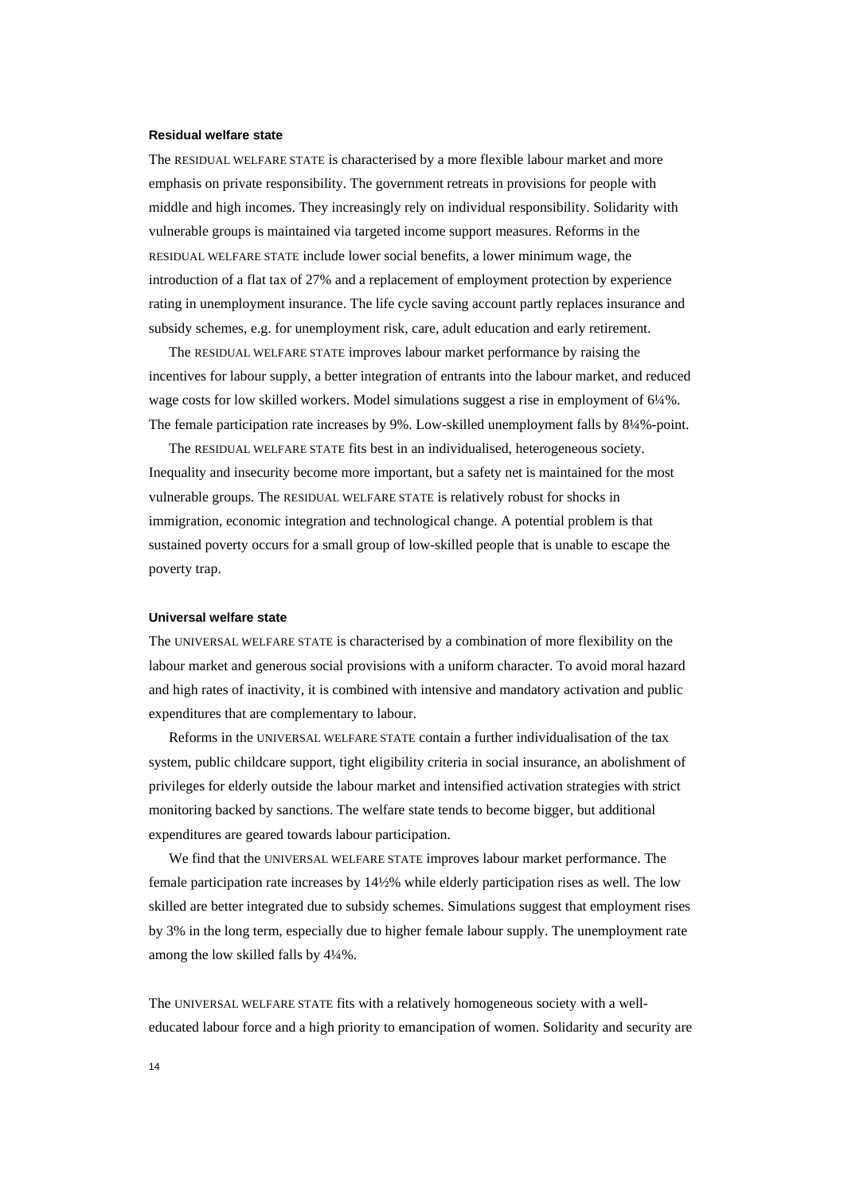### Residual welfare state

The RESIDUAL WELFARE STATE is characterised by a more flexible labour market and more emphasis on private responsibility. The government retreats in provisions for people with middle and high incomes. They increasingly rely on individual responsibility. Solidarity with vulnerable groups is maintained via targeted income support measures. Reforms in the RESIDUAL WELFARE STATE include lower social benefits, a lower minimum wage, the introduction of a flat tax of 27% and a replacement of employment protection by experience rating in unemployment insurance. The life cycle saving account partly replaces insurance and subsidy schemes, e.g. for unemployment risk, care, adult education and early retirement.

The RESIDUAL WELFARE STATE improves labour market performance by raising the incentives for labour supply, a better integration of entrants into the labour market, and reduced wage costs for low skilled workers. Model simulations suggest a rise in employment of 6¼%. The female participation rate increases by 9%. Low-skilled unemployment falls by 8¼%-point.

The RESIDUAL WELFARE STATE fits best in an individualised, heterogeneous society. Inequality and insecurity become more important, but a safety net is maintained for the most vulnerable groups. The RESIDUAL WELFARE STATE is relatively robust for shocks in immigration, economic integration and technological change. A potential problem is that sustained poverty occurs for a small group of low-skilled people that is unable to escape the poverty trap.

### Universal welfare state

The UNIVERSAL WELFARE STATE is characterised by a combination of more flexibility on the labour market and generous social provisions with a uniform character. To avoid moral hazard and high rates of inactivity, it is combined with intensive and mandatory activation and public expenditures that are complementary to labour.

Reforms in the UNIVERSAL WELFARE STATE contain a further individualisation of the tax system, public childcare support, tight eligibility criteria in social insurance, an abolishment of privileges for elderly outside the labour market and intensified activation strategies with strict monitoring backed by sanctions. The welfare state tends to become bigger, but additional expenditures are geared towards labour participation.

We find that the UNIVERSAL WELFARE STATE improves labour market performance. The female participation rate increases by 14½% while elderly participation rises as well. The low skilled are better integrated due to subsidy schemes. Simulations suggest that employment rises by 3% in the long term, especially due to higher female labour supply. The unemployment rate among the low skilled falls by 4¼%.

The UNIVERSAL WELFARE STATE fits with a relatively homogeneous society with a well-educated labour force and a high priority to emancipation of women. Solidarity and security are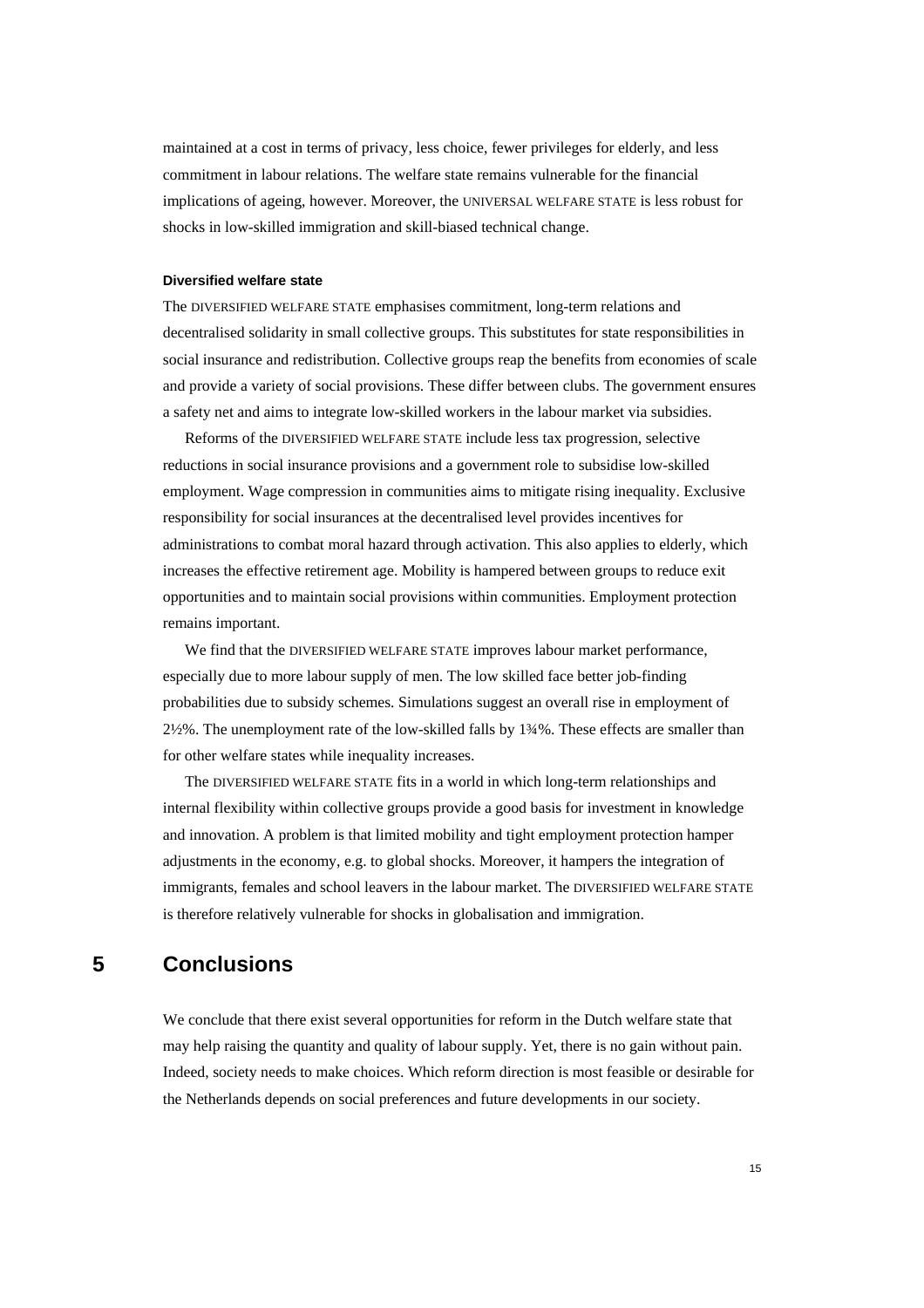maintained at a cost in terms of privacy, less choice, fewer privileges for elderly, and less commitment in labour relations. The welfare state remains vulnerable for the financial implications of ageing, however. Moreover, the UNIVERSAL WELFARE STATE is less robust for shocks in low-skilled immigration and skill-biased technical change.

#### Diversified welfare state

The DIVERSIFIED WELFARE STATE emphasises commitment, long-term relations and decentralised solidarity in small collective groups. This substitutes for state responsibilities in social insurance and redistribution. Collective groups reap the benefits from economies of scale and provide a variety of social provisions. These differ between clubs. The government ensures a safety net and aims to integrate low-skilled workers in the labour market via subsidies.

Reforms of the DIVERSIFIED WELFARE STATE include less tax progression, selective reductions in social insurance provisions and a government role to subsidise low-skilled employment. Wage compression in communities aims to mitigate rising inequality. Exclusive responsibility for social insurances at the decentralised level provides incentives for administrations to combat moral hazard through activation. This also applies to elderly, which increases the effective retirement age. Mobility is hampered between groups to reduce exit opportunities and to maintain social provisions within communities. Employment protection remains important.

We find that the DIVERSIFIED WELFARE STATE improves labour market performance, especially due to more labour supply of men. The low skilled face better job-finding probabilities due to subsidy schemes. Simulations suggest an overall rise in employment of 2½%. The unemployment rate of the low-skilled falls by 1¾%. These effects are smaller than for other welfare states while inequality increases.

The DIVERSIFIED WELFARE STATE fits in a world in which long-term relationships and internal flexibility within collective groups provide a good basis for investment in knowledge and innovation. A problem is that limited mobility and tight employment protection hamper adjustments in the economy, e.g. to global shocks. Moreover, it hampers the integration of immigrants, females and school leavers in the labour market. The DIVERSIFIED WELFARE STATE is therefore relatively vulnerable for shocks in globalisation and immigration.

## 5 Conclusions

We conclude that there exist several opportunities for reform in the Dutch welfare state that may help raising the quantity and quality of labour supply. Yet, there is no gain without pain. Indeed, society needs to make choices. Which reform direction is most feasible or desirable for the Netherlands depends on social preferences and future developments in our society.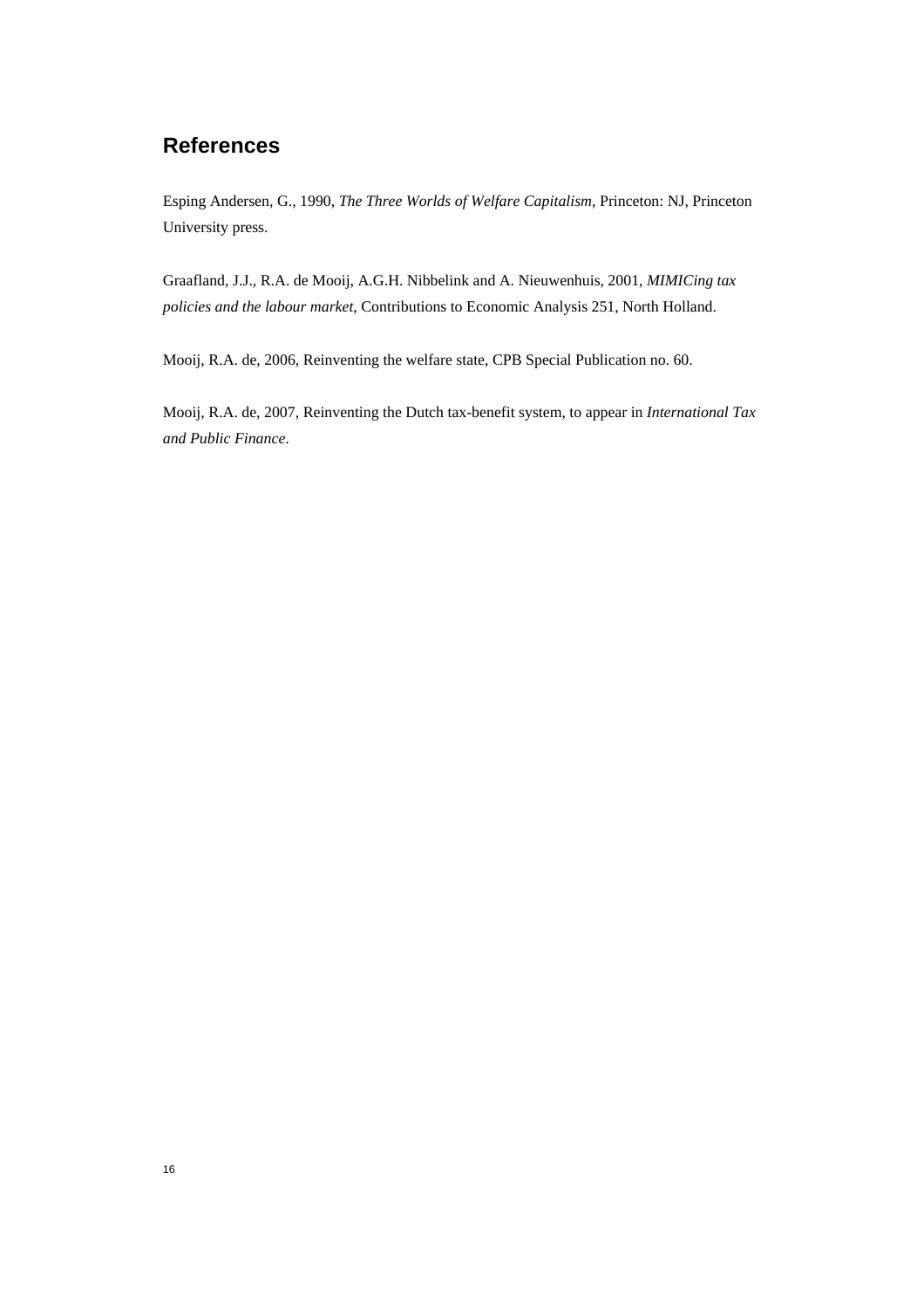## References

Esping Andersen, G., 1990, *The Three Worlds of Welfare Capitalism*, Princeton: NJ, Princeton University press.

Graafland, J.J., R.A. de Mooij, A.G.H. Nibbelink and A. Nieuwenhuis, 2001, *MIMICing tax policies and the labour market*, Contributions to Economic Analysis 251, North Holland.

Mooij, R.A. de, 2006, Reinventing the welfare state, CPB Special Publication no. 60.

Mooij, R.A. de, 2007, Reinventing the Dutch tax-benefit system, to appear in *International Tax and Public Finance*.